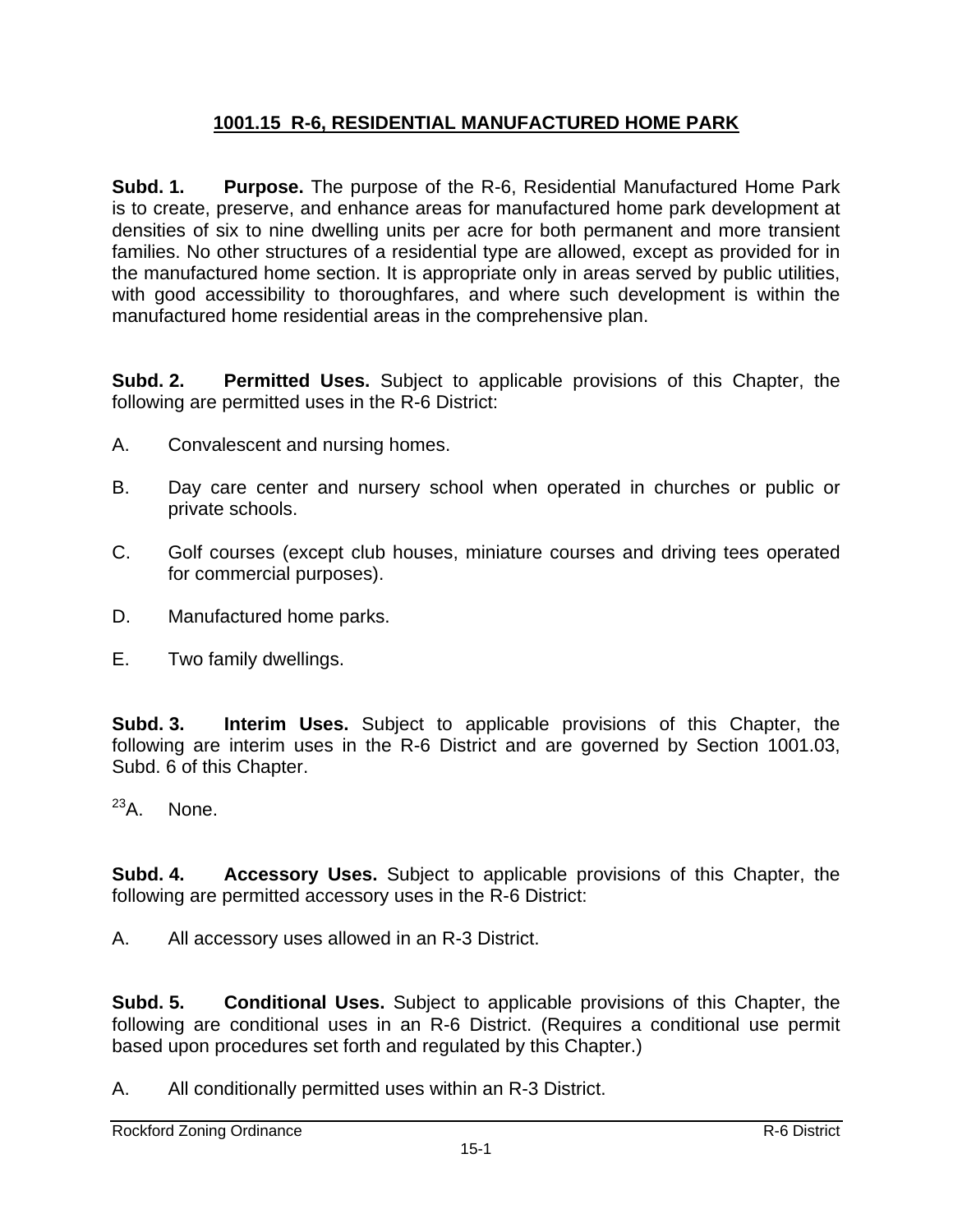# 1001.15 R-6, RESIDENTIAL MANUFACTURED HOME PARK

**Subd. 1. Purpose.** The purpose of the R-6, Residential Manufactured Home Park is to create, preserve, and enhance areas for manufactured home park development at densities of six to nine dwelling units per acre for both permanent and more transient families. No other structures of a residential type are allowed, except as provided for in the manufactured home section. It is appropriate only in areas served by public utilities, with good accessibility to thoroughfares, and where such development is within the manufactured home residential areas in the comprehensive plan.

**Subd. 2. Permitted Uses.** Subject to applicable provisions of this Chapter, the following are permitted uses in the R-6 District:

A. Convalescent and nursing homes.

B. Day care center and nursery school when operated in churches or public or private schools.

C. Golf courses (except club houses, miniature courses and driving tees operated for commercial purposes).

D. Manufactured home parks.

E. Two family dwellings.

**Subd. 3. Interim Uses.** Subject to applicable provisions of this Chapter, the following are interim uses in the R-6 District and are governed by Section 1001.03, Subd. 6 of this Chapter.

[23]A. None.

**Subd. 4. Accessory Uses.** Subject to applicable provisions of this Chapter, the following are permitted accessory uses in the R-6 District:

A. All accessory uses allowed in an R-3 District.

**Subd. 5. Conditional Uses.** Subject to applicable provisions of this Chapter, the following are conditional uses in an R-6 District. (Requires a conditional use permit based upon procedures set forth and regulated by this Chapter.)

A. All conditionally permitted uses within an R-3 District.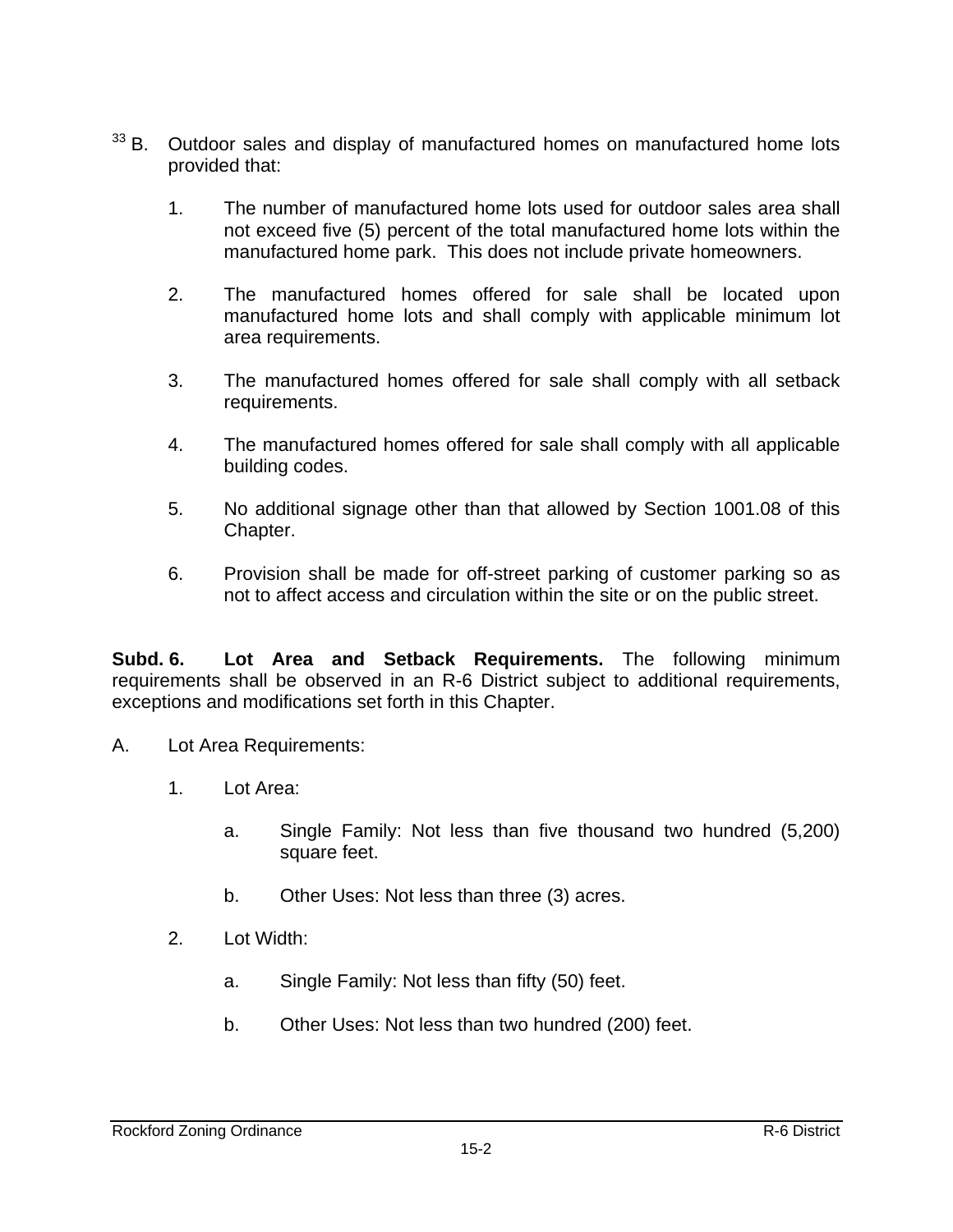[33] B. Outdoor sales and display of manufactured homes on manufactured home lots provided that:

1. The number of manufactured home lots used for outdoor sales area shall not exceed five (5) percent of the total manufactured home lots within the manufactured home park. This does not include private homeowners.

2. The manufactured homes offered for sale shall be located upon manufactured home lots and shall comply with applicable minimum lot area requirements.

3. The manufactured homes offered for sale shall comply with all setback requirements.

4. The manufactured homes offered for sale shall comply with all applicable building codes.

5. No additional signage other than that allowed by Section 1001.08 of this Chapter.

6. Provision shall be made for off-street parking of customer parking so as not to affect access and circulation within the site or on the public street.

**Subd. 6. Lot Area and Setback Requirements.** The following minimum requirements shall be observed in an R-6 District subject to additional requirements, exceptions and modifications set forth in this Chapter.

A. Lot Area Requirements:

1. Lot Area:

   a. Single Family: Not less than five thousand two hundred (5,200) square feet.

   b. Other Uses: Not less than three (3) acres.

2. Lot Width:

   a. Single Family: Not less than fifty (50) feet.

   b. Other Uses: Not less than two hundred (200) feet.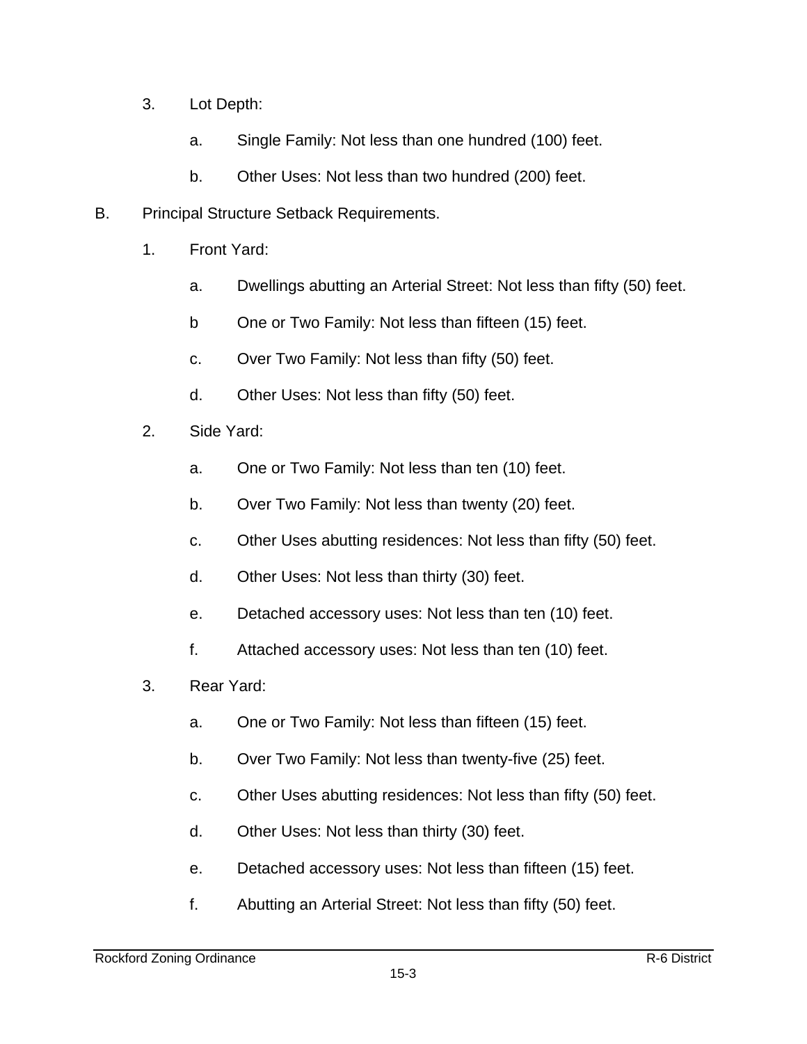3. Lot Depth:

    a. Single Family: Not less than one hundred (100) feet.

    b. Other Uses: Not less than two hundred (200) feet.

B. Principal Structure Setback Requirements.

1. Front Yard:

    a. Dwellings abutting an Arterial Street: Not less than fifty (50) feet.

    b One or Two Family: Not less than fifteen (15) feet.

    c. Over Two Family: Not less than fifty (50) feet.

    d. Other Uses: Not less than fifty (50) feet.

2. Side Yard:

    a. One or Two Family: Not less than ten (10) feet.

    b. Over Two Family: Not less than twenty (20) feet.

    c. Other Uses abutting residences: Not less than fifty (50) feet.

    d. Other Uses: Not less than thirty (30) feet.

    e. Detached accessory uses: Not less than ten (10) feet.

    f. Attached accessory uses: Not less than ten (10) feet.

3. Rear Yard:

    a. One or Two Family: Not less than fifteen (15) feet.

    b. Over Two Family: Not less than twenty-five (25) feet.

    c. Other Uses abutting residences: Not less than fifty (50) feet.

    d. Other Uses: Not less than thirty (30) feet.

    e. Detached accessory uses: Not less than fifteen (15) feet.

    f. Abutting an Arterial Street: Not less than fifty (50) feet.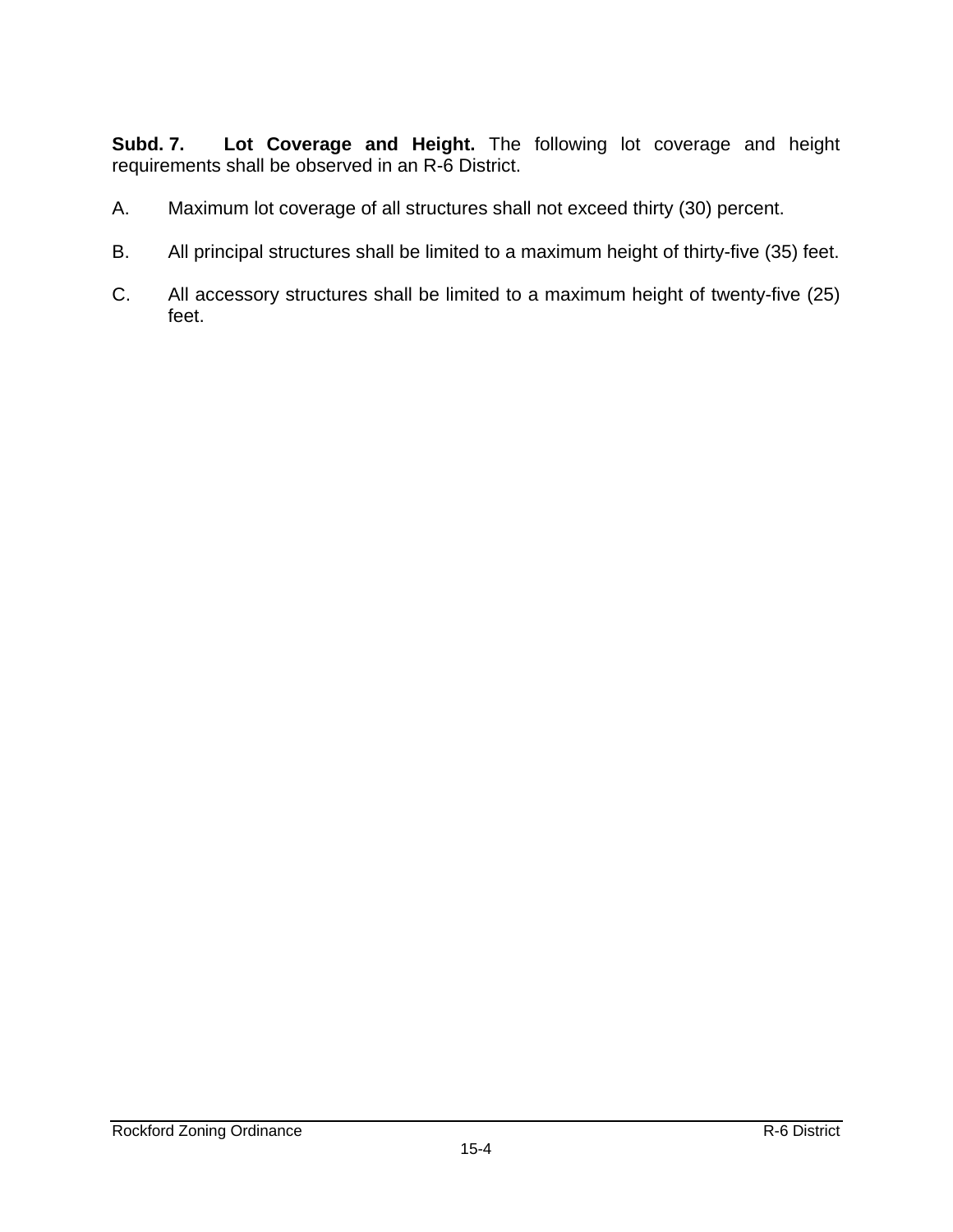**Subd. 7. Lot Coverage and Height.** The following lot coverage and height requirements shall be observed in an R-6 District.

A. Maximum lot coverage of all structures shall not exceed thirty (30) percent.

B. All principal structures shall be limited to a maximum height of thirty-five (35) feet.

C. All accessory structures shall be limited to a maximum height of twenty-five (25) feet.